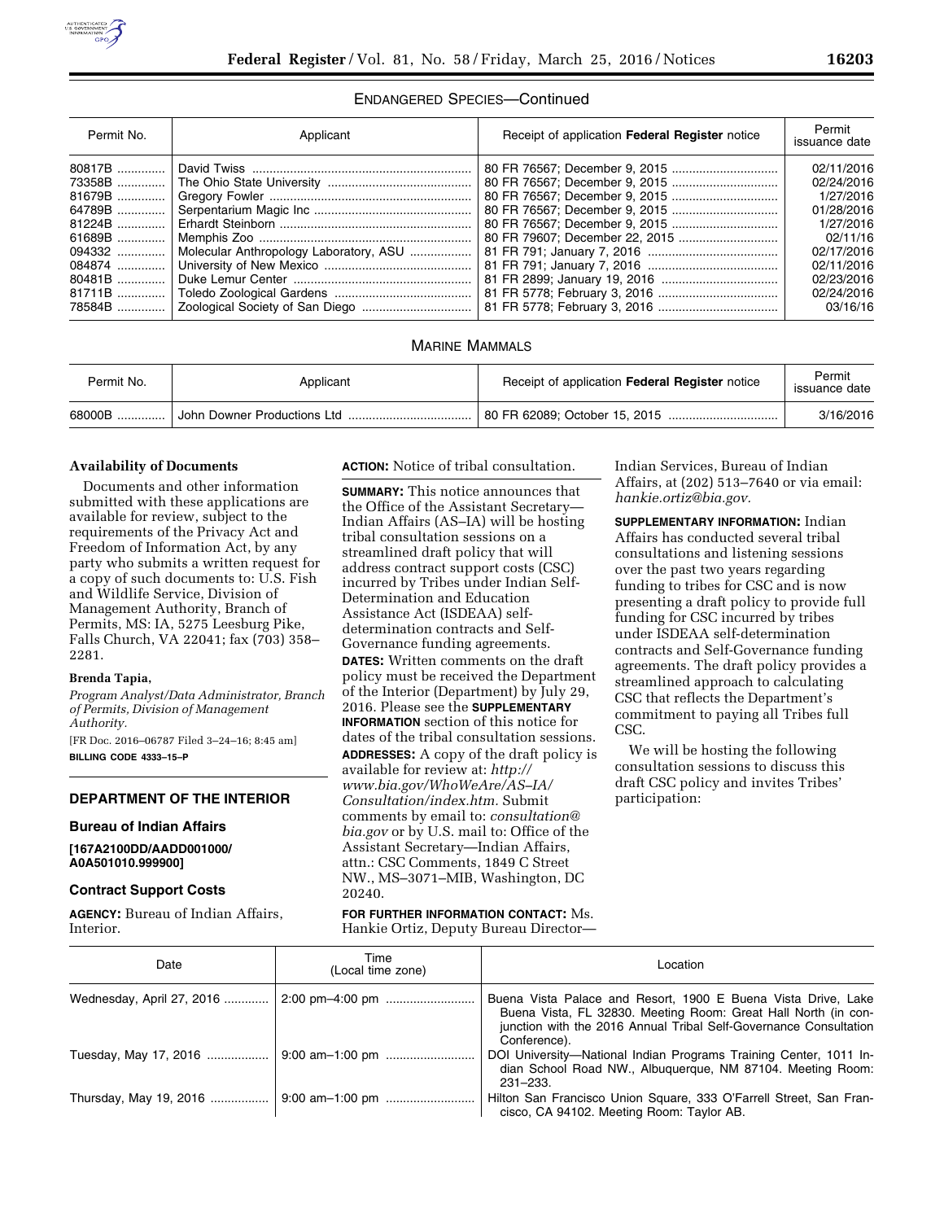ENDANGERED SPECIES—Continued

| Permit No. | Applicant | Receipt of application **Federal Register** notice | Permit issuance date |
|---|---|---|---|
| 80817B | David Twiss | 80 FR 76567; December 9, 2015 | 02/11/2016 |
| 73358B | The Ohio State University | 80 FR 76567; December 9, 2015 | 02/24/2016 |
| 81679B | Gregory Fowler | 80 FR 76567; December 9, 2015 | 1/27/2016 |
| 64789B | Serpentarium Magic Inc | 80 FR 76567; December 9, 2015 | 01/28/2016 |
| 81224B | Erhardt Steinborn | 80 FR 76567; December 9, 2015 | 1/27/2016 |
| 61689B | Memphis Zoo | 80 FR 79607; December 22, 2015 | 02/11/16 |
| 094332 | Molecular Anthropology Laboratory, ASU | 81 FR 791; January 7, 2016 | 02/17/2016 |
| 084874 | University of New Mexico | 81 FR 791; January 7, 2016 | 02/11/2016 |
| 80481B | Duke Lemur Center | 81 FR 2899; January 19, 2016 | 02/23/2016 |
| 81711B | Toledo Zoological Gardens | 81 FR 5778; February 3, 2016 | 02/24/2016 |
| 78584B | Zoological Society of San Diego | 81 FR 5778; February 3, 2016 | 03/16/16 |

MARINE MAMMALS

| Permit No. | Applicant | Receipt of application **Federal Register** notice | Permit issuance date |
|---|---|---|---|
| 68000B | John Downer Productions Ltd | 80 FR 62089; October 15, 2015 | 3/16/2016 |

**Availability of Documents**

Documents and other information submitted with these applications are available for review, subject to the requirements of the Privacy Act and Freedom of Information Act, by any party who submits a written request for a copy of such documents to: U.S. Fish and Wildlife Service, Division of Management Authority, Branch of Permits, MS: IA, 5275 Leesburg Pike, Falls Church, VA 22041; fax (703) 358–2281.

**Brenda Tapia,**

*Program Analyst/Data Administrator, Branch of Permits, Division of Management Authority.*

[FR Doc. 2016–06787 Filed 3–24–16; 8:45 am]

**BILLING CODE 4333–15–P**

## DEPARTMENT OF THE INTERIOR

### Bureau of Indian Affairs

**[167A2100DD/AADD001000/A0A501010.999900]**

### Contract Support Costs

**AGENCY:** Bureau of Indian Affairs, Interior.

**ACTION:** Notice of tribal consultation.

**SUMMARY:** This notice announces that the Office of the Assistant Secretary—Indian Affairs (AS–IA) will be hosting tribal consultation sessions on a streamlined draft policy that will address contract support costs (CSC) incurred by Tribes under Indian Self-Determination and Education Assistance Act (ISDEAA) self-determination contracts and Self-Governance funding agreements.

**DATES:** Written comments on the draft policy must be received the Department of the Interior (Department) by July 29, 2016. Please see the **SUPPLEMENTARY INFORMATION** section of this notice for dates of the tribal consultation sessions.

**ADDRESSES:** A copy of the draft policy is available for review at: *http://www.bia.gov/WhoWeAre/AS–IA/Consultation/index.htm.* Submit comments by email to: *consultation@bia.gov* or by U.S. mail to: Office of the Assistant Secretary—Indian Affairs, attn.: CSC Comments, 1849 C Street NW., MS–3071–MIB, Washington, DC 20240.

**FOR FURTHER INFORMATION CONTACT:** Ms. Hankie Ortiz, Deputy Bureau Director—Indian Services, Bureau of Indian Affairs, at (202) 513–7640 or via email: *hankie.ortiz@bia.gov.*

**SUPPLEMENTARY INFORMATION:** Indian Affairs has conducted several tribal consultations and listening sessions over the past two years regarding funding to tribes for CSC and is now presenting a draft policy to provide full funding for CSC incurred by tribes under ISDEAA self-determination contracts and Self-Governance funding agreements. The draft policy provides a streamlined approach to calculating CSC that reflects the Department's commitment to paying all Tribes full CSC.

We will be hosting the following consultation sessions to discuss this draft CSC policy and invites Tribes' participation:

| Date | Time (Local time zone) | Location |
|---|---|---|
| Wednesday, April 27, 2016 | 2:00 pm–4:00 pm | Buena Vista Palace and Resort, 1900 E Buena Vista Drive, Lake Buena Vista, FL 32830. Meeting Room: Great Hall North (in conjunction with the 2016 Annual Tribal Self-Governance Consultation Conference). |
| Tuesday, May 17, 2016 | 9:00 am–1:00 pm | DOI University—National Indian Programs Training Center, 1011 Indian School Road NW., Albuquerque, NM 87104. Meeting Room: 231–233. |
| Thursday, May 19, 2016 | 9:00 am–1:00 pm | Hilton San Francisco Union Square, 333 O'Farrell Street, San Francisco, CA 94102. Meeting Room: Taylor AB. |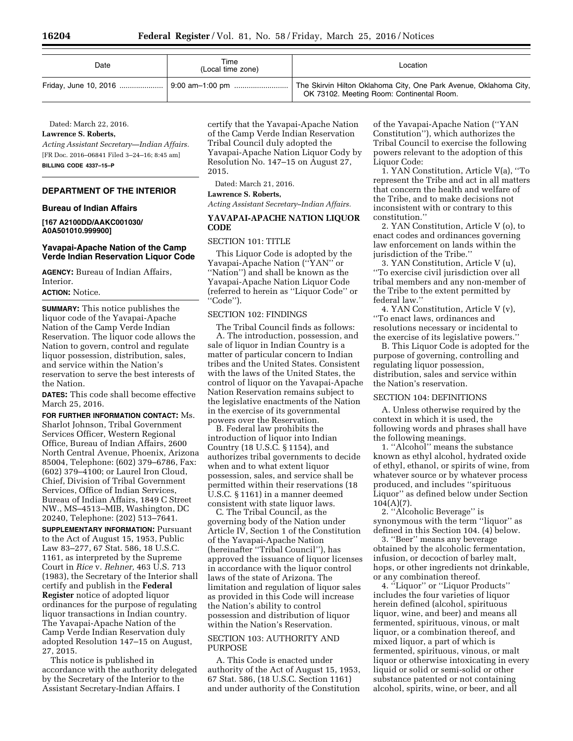| Date | Time (Local time zone) | Location |
| --- | --- | --- |
| Friday, June 10, 2016 | 9:00 am–1:00 pm | The Skirvin Hilton Oklahoma City, One Park Avenue, Oklahoma City, OK 73102. Meeting Room: Continental Room. |

Dated: March 22, 2016.

**Lawrence S. Roberts,**

*Acting Assistant Secretary—Indian Affairs.*

[FR Doc. 2016–06841 Filed 3–24–16; 8:45 am]

**BILLING CODE 4337–15–P**

## DEPARTMENT OF THE INTERIOR

### Bureau of Indian Affairs

**[167 A2100DD/AAKC001030/ A0A501010.999900]**

### Yavapai-Apache Nation of the Camp Verde Indian Reservation Liquor Code

**AGENCY:** Bureau of Indian Affairs, Interior.

**ACTION:** Notice.

**SUMMARY:** This notice publishes the liquor code of the Yavapai-Apache Nation of the Camp Verde Indian Reservation. The liquor code allows the Nation to govern, control and regulate liquor possession, distribution, sales, and service within the Nation's reservation to serve the best interests of the Nation.

**DATES:** This code shall become effective March 25, 2016.

**FOR FURTHER INFORMATION CONTACT:** Ms. Sharlot Johnson, Tribal Government Services Officer, Western Regional Office, Bureau of Indian Affairs, 2600 North Central Avenue, Phoenix, Arizona 85004, Telephone: (602) 379–6786, Fax: (602) 379–4100; or Laurel Iron Cloud, Chief, Division of Tribal Government Services, Office of Indian Services, Bureau of Indian Affairs, 1849 C Street NW., MS–4513–MIB, Washington, DC 20240, Telephone: (202) 513–7641.

**SUPPLEMENTARY INFORMATION:** Pursuant to the Act of August 15, 1953, Public Law 83–277, 67 Stat. 586, 18 U.S.C. 1161, as interpreted by the Supreme Court in *Rice* v. *Rehner,* 463 U.S. 713 (1983), the Secretary of the Interior shall certify and publish in the **Federal Register** notice of adopted liquor ordinances for the purpose of regulating liquor transactions in Indian country. The Yavapai-Apache Nation of the Camp Verde Indian Reservation duly adopted Resolution 147–15 on August, 27, 2015.

This notice is published in accordance with the authority delegated by the Secretary of the Interior to the Assistant Secretary-Indian Affairs. I certify that the Yavapai-Apache Nation of the Camp Verde Indian Reservation Tribal Council duly adopted the Yavapai-Apache Nation Liquor Cody by Resolution No. 147–15 on August 27, 2015.

Dated: March 21, 2016.

**Lawrence S. Roberts,**

*Acting Assistant Secretary–Indian Affairs.*

### YAVAPAI-APACHE NATION LIQUOR CODE

SECTION 101: TITLE

This Liquor Code is adopted by the Yavapai-Apache Nation (''YAN'' or ''Nation'') and shall be known as the Yavapai-Apache Nation Liquor Code (referred to herein as ''Liquor Code'' or ''Code'').

SECTION 102: FINDINGS

The Tribal Council finds as follows:

A. The introduction, possession, and sale of liquor in Indian Country is a matter of particular concern to Indian tribes and the United States. Consistent with the laws of the United States, the control of liquor on the Yavapai-Apache Nation Reservation remains subject to the legislative enactments of the Nation in the exercise of its governmental powers over the Reservation.

B. Federal law prohibits the introduction of liquor into Indian Country (18 U.S.C. § 1154), and authorizes tribal governments to decide when and to what extent liquor possession, sales, and service shall be permitted within their reservations (18 U.S.C. § 1161) in a manner deemed consistent with state liquor laws.

C. The Tribal Council, as the governing body of the Nation under Article IV, Section 1 of the Constitution of the Yavapai-Apache Nation (hereinafter ''Tribal Council''), has approved the issuance of liquor licenses in accordance with the liquor control laws of the state of Arizona. The limitation and regulation of liquor sales as provided in this Code will increase the Nation's ability to control possession and distribution of liquor within the Nation's Reservation.

SECTION 103: AUTHORITY AND PURPOSE

A. This Code is enacted under authority of the Act of August 15, 1953, 67 Stat. 586, (18 U.S.C. Section 1161) and under authority of the Constitution of the Yavapai-Apache Nation (''YAN Constitution''), which authorizes the Tribal Council to exercise the following powers relevant to the adoption of this Liquor Code:

1. YAN Constitution, Article V(a), ''To represent the Tribe and act in all matters that concern the health and welfare of the Tribe, and to make decisions not inconsistent with or contrary to this constitution.''

2. YAN Constitution, Article V (o), to enact codes and ordinances governing law enforcement on lands within the jurisdiction of the Tribe.''

3. YAN Constitution, Article V (u), ''To exercise civil jurisdiction over all tribal members and any non-member of the Tribe to the extent permitted by federal law.''

4. YAN Constitution, Article V (v), ''To enact laws, ordinances and resolutions necessary or incidental to the exercise of its legislative powers.''

B. This Liquor Code is adopted for the purpose of governing, controlling and regulating liquor possession, distribution, sales and service within the Nation's reservation.

SECTION 104: DEFINITIONS

A. Unless otherwise required by the context in which it is used, the following words and phrases shall have the following meanings.

1. ''Alcohol'' means the substance known as ethyl alcohol, hydrated oxide of ethyl, ethanol, or spirits of wine, from whatever source or by whatever process produced, and includes ''spirituous Liquor'' as defined below under Section 104(A)(7).

2. ''Alcoholic Beverage'' is synonymous with the term ''liquor'' as defined in this Section 104. (4) below.

3. ''Beer'' means any beverage obtained by the alcoholic fermentation, infusion, or decoction of barley malt, hops, or other ingredients not drinkable, or any combination thereof.

4. ''Liquor'' or ''Liquor Products'' includes the four varieties of liquor herein defined (alcohol, spirituous liquor, wine, and beer) and means all fermented, spirituous, vinous, or malt liquor, or a combination thereof, and mixed liquor, a part of which is fermented, spirituous, vinous, or malt liquor or otherwise intoxicating in every liquid or solid or semi-solid or other substance patented or not containing alcohol, spirits, wine, or beer, and all